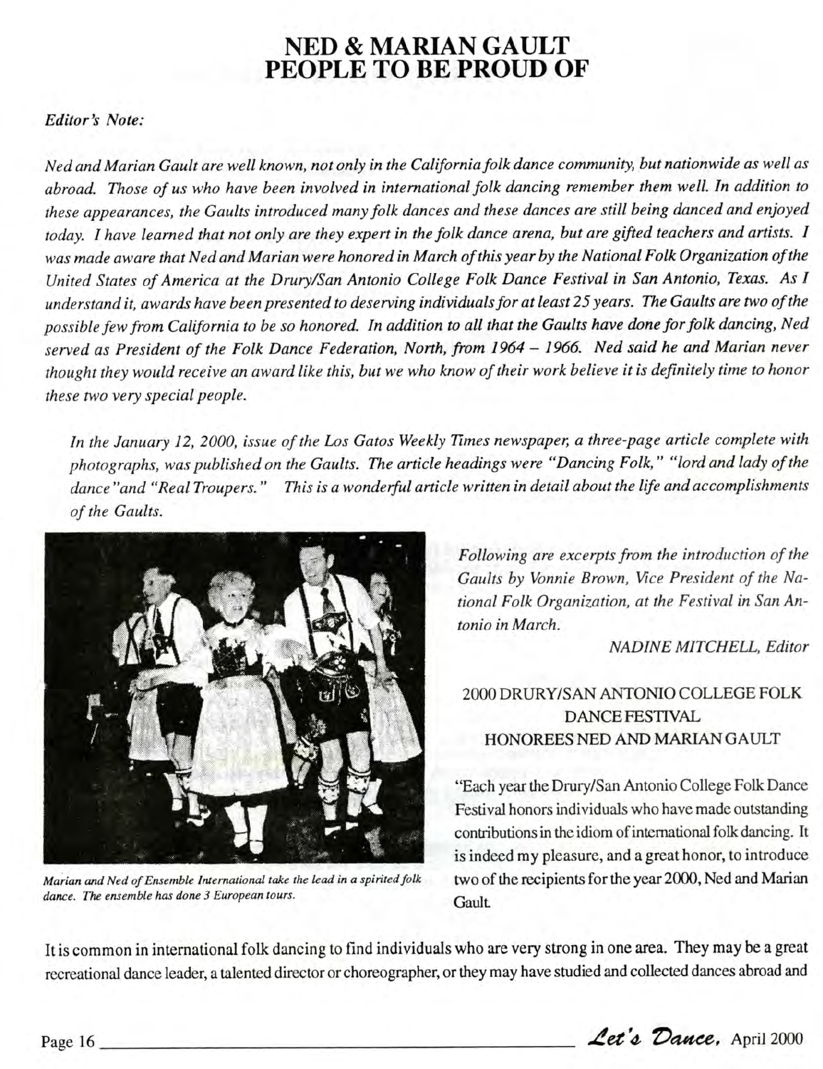# NED & MARIAN GAULT PEOPLE TO BE PROUD OF

*Editor's Note:*

*Ned and Marian Gault are well known, not only in the California folk dance community, but nationwide as well as abroad. Those of us who have been involved in international folk dancing remember them well. In addition to these appearances, the Gaults introduced many folk dances and these dances are still being danced and enjoyed today. I have learned that not only are they expert in the folk dance arena, but are gifted teachers and artists. I was made aware that Ned and Marian were honored in March of this year by the National Folk Organization of the United States of America at the Drury/San Antonio College Folk Dance Festival in San Antonio, Texas. As I understand it, awards have been presented to deserving individuals for at least 25 years. The Gaults are two of the possible few from California to be so honored. In addition to all that the Gaults have done for folk dancing, Ned served as President of the Folk Dance Federation, North, from 1964 – 1966. Ned said he and Marian never thought they would receive an award like this, but we who know of their work believe it is definitely time to honor these two very special people.*

*In the January 12, 2000, issue of the Los Gatos Weekly Times newspaper, a three-page article complete with photographs, was published on the Gaults. The article headings were "Dancing Folk," "lord and lady of the dance" and "Real Troupers." This is a wonderful article written in detail about the life and accomplishments of the Gaults.*

*Marian and Ned of Ensemble International take the lead in a spirited folk dance. The ensemble has done 3 European tours.*

*Following are excerpts from the introduction of the Gaults by Vonnie Brown, Vice President of the National Folk Organization, at the Festival in San Antonio in March.*

*NADINE MITCHELL, Editor*

## 2000 DRURY/SAN ANTONIO COLLEGE FOLK DANCE FESTIVAL HONOREES NED AND MARIAN GAULT

"Each year the Drury/San Antonio College Folk Dance Festival honors individuals who have made outstanding contributions in the idiom of international folk dancing. It is indeed my pleasure, and a great honor, to introduce two of the recipients for the year 2000, Ned and Marian Gault.

It is common in international folk dancing to find individuals who are very strong in one area. They may be a great recreational dance leader, a talented director or choreographer, or they may have studied and collected dances abroad and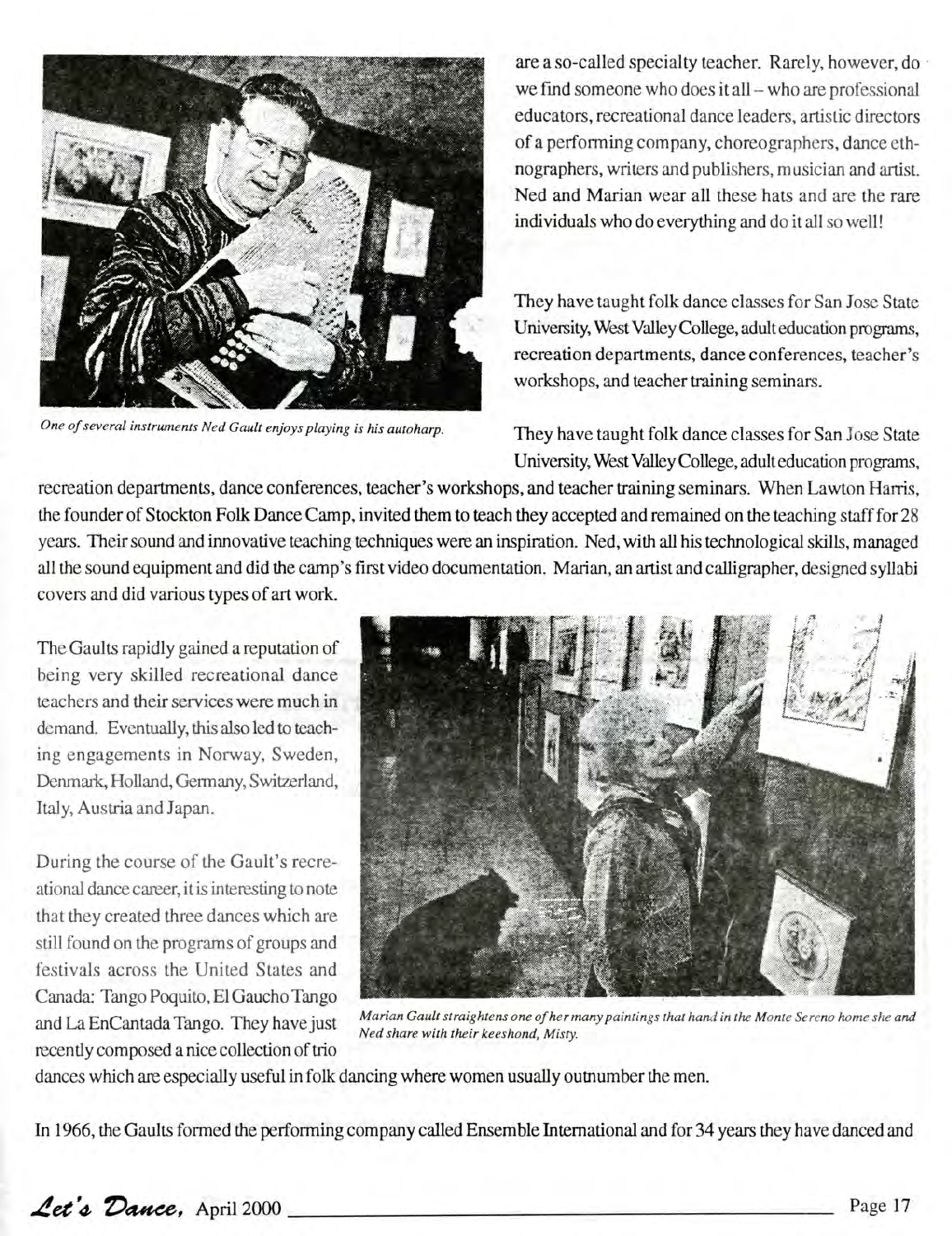are a so-called specialty teacher. Rarely, however, do we find someone who does it all – who are professional educators, recreational dance leaders, artistic directors of a performing company, choreographers, dance ethnographers, writers and publishers, musician and artist. Ned and Marian wear all these hats and are the rare individuals who do everything and do it all so well!

They have taught folk dance classes for San Jose State University, West Valley College, adult education programs, recreation departments, dance conferences, teacher's workshops, and teacher training seminars.

*One of several instruments Ned Gault enjoys playing is his autoharp.*

They have taught folk dance classes for San Jose State University, West Valley College, adult education programs, recreation departments, dance conferences, teacher's workshops, and teacher training seminars. When Lawton Harris, the founder of Stockton Folk Dance Camp, invited them to teach they accepted and remained on the teaching staff for 28 years. Their sound and innovative teaching techniques were an inspiration. Ned, with all his technological skills, managed all the sound equipment and did the camp's first video documentation. Marian, an artist and calligrapher, designed syllabi covers and did various types of art work.

The Gaults rapidly gained a reputation of being very skilled recreational dance teachers and their services were much in demand. Eventually, this also led to teaching engagements in Norway, Sweden, Denmark, Holland, Germany, Switzerland, Italy, Austria and Japan.

During the course of the Gault's recreational dance career, it is interesting to note that they created three dances which are still found on the programs of groups and festivals across the United States and Canada: Tango Poquito, El Gaucho Tango and La EnCantada Tango. They have just recently composed a nice collection of trio dances which are especially useful in folk dancing where women usually outnumber the men.

*Marian Gault straightens one of her many paintings that hand in the Monte Sereno home she and Ned share with their keeshond, Misty.*

In 1966, the Gaults formed the performing company called Ensemble International and for 34 years they have danced and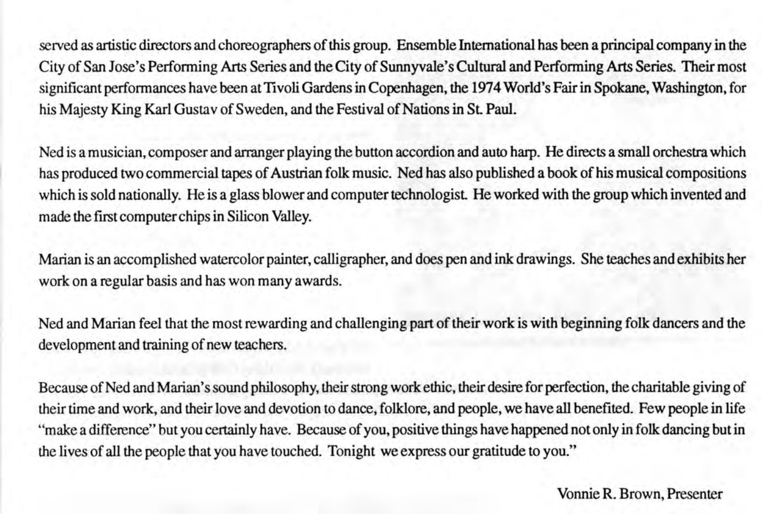served as artistic directors and choreographers of this group. Ensemble International has been a principal company in the City of San Jose's Performing Arts Series and the City of Sunnyvale's Cultural and Performing Arts Series. Their most significant performances have been at Tivoli Gardens in Copenhagen, the 1974 World's Fair in Spokane, Washington, for his Majesty King Karl Gustav of Sweden, and the Festival of Nations in St. Paul.

Ned is a musician, composer and arranger playing the button accordion and auto harp. He directs a small orchestra which has produced two commercial tapes of Austrian folk music. Ned has also published a book of his musical compositions which is sold nationally. He is a glass blower and computer technologist. He worked with the group which invented and made the first computer chips in Silicon Valley.

Marian is an accomplished watercolor painter, calligrapher, and does pen and ink drawings. She teaches and exhibits her work on a regular basis and has won many awards.

Ned and Marian feel that the most rewarding and challenging part of their work is with beginning folk dancers and the development and training of new teachers.

Because of Ned and Marian's sound philosophy, their strong work ethic, their desire for perfection, the charitable giving of their time and work, and their love and devotion to dance, folklore, and people, we have all benefited. Few people in life "make a difference" but you certainly have. Because of you, positive things have happened not only in folk dancing but in the lives of all the people that you have touched. Tonight we express our gratitude to you."

Vonnie R. Brown, Presenter